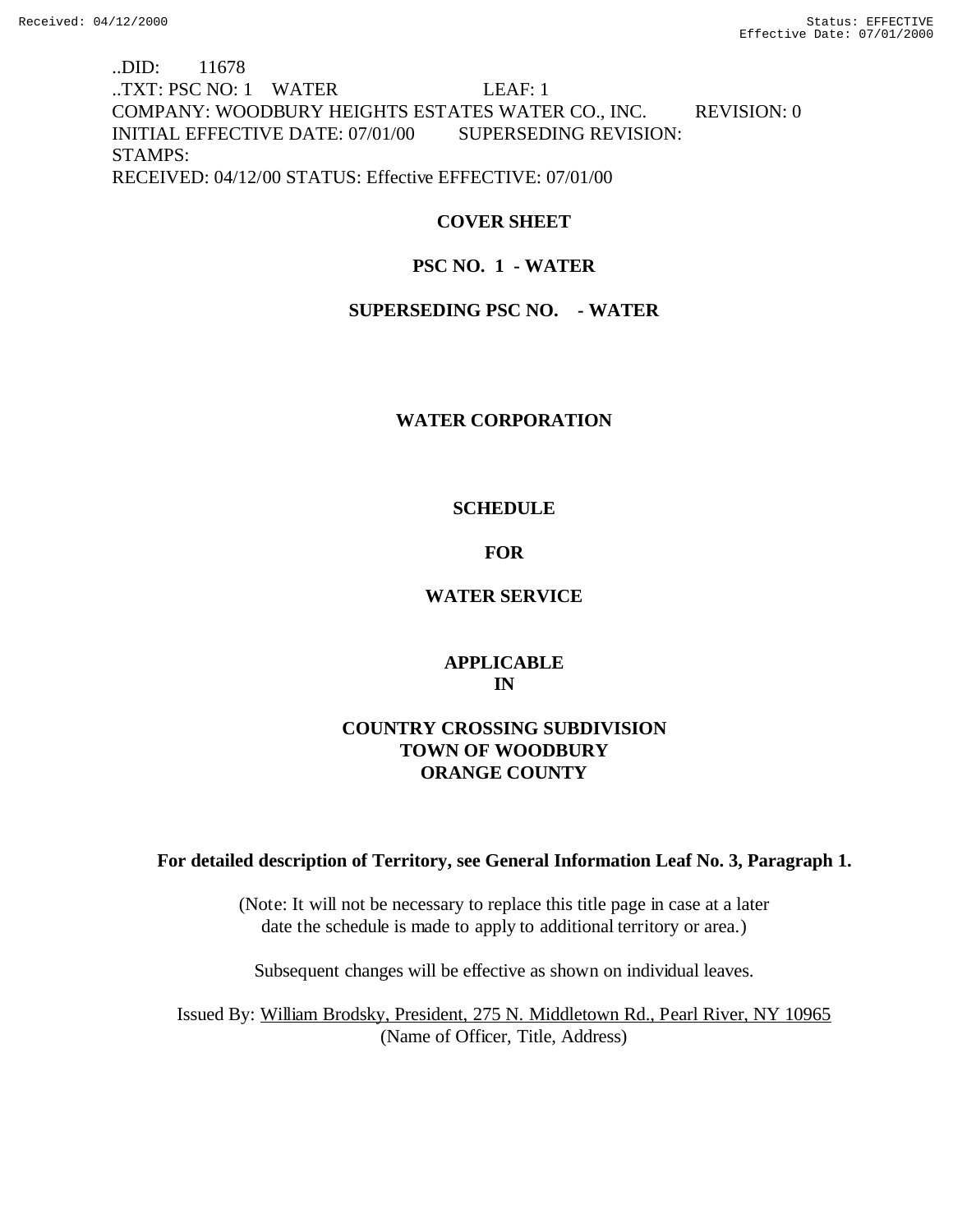..DID: 11678
..TXT: PSC NO: 1 WATER LEAF: 1
COMPANY: WOODBURY HEIGHTS ESTATES WATER CO., INC. REVISION: 0
INITIAL EFFECTIVE DATE: 07/01/00 SUPERSEDING REVISION:
STAMPS:
RECEIVED: 04/12/00 STATUS: Effective EFFECTIVE: 07/01/00

**COVER SHEET**

**PSC NO. 1 - WATER**

**SUPERSEDING PSC NO. - WATER**

**WATER CORPORATION**

**SCHEDULE**

**FOR**

**WATER SERVICE**

**APPLICABLE IN**

**COUNTRY CROSSING SUBDIVISION**
**TOWN OF WOODBURY**
**ORANGE COUNTY**

**For detailed description of Territory, see General Information Leaf No. 3, Paragraph 1.**

(Note: It will not be necessary to replace this title page in case at a later date the schedule is made to apply to additional territory or area.)

Subsequent changes will be effective as shown on individual leaves.

Issued By: William Brodsky, President, 275 N. Middletown Rd., Pearl River, NY 10965
(Name of Officer, Title, Address)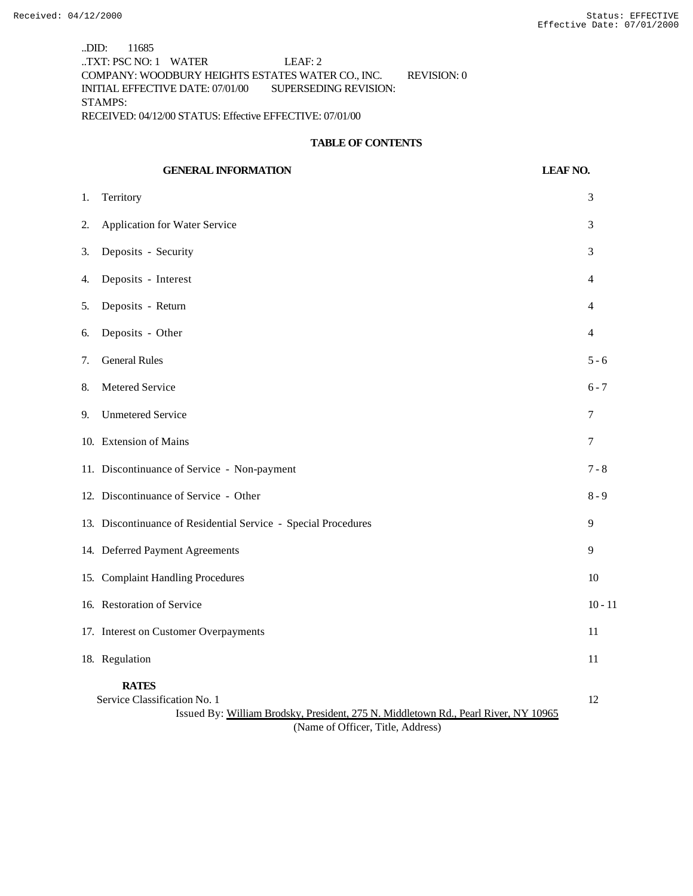..DID: 11685
..TXT: PSC NO: 1 WATER LEAF: 2
COMPANY: WOODBURY HEIGHTS ESTATES WATER CO., INC. REVISION: 0
INITIAL EFFECTIVE DATE: 07/01/00 SUPERSEDING REVISION:
STAMPS:
RECEIVED: 04/12/00 STATUS: Effective EFFECTIVE: 07/01/00

## TABLE OF CONTENTS

| GENERAL INFORMATION | LEAF NO. |
|---|---|
| 1. Territory | 3 |
| 2. Application for Water Service | 3 |
| 3. Deposits - Security | 3 |
| 4. Deposits - Interest | 4 |
| 5. Deposits - Return | 4 |
| 6. Deposits - Other | 4 |
| 7. General Rules | 5 - 6 |
| 8. Metered Service | 6 - 7 |
| 9. Unmetered Service | 7 |
| 10. Extension of Mains | 7 |
| 11. Discontinuance of Service - Non-payment | 7 - 8 |
| 12. Discontinuance of Service - Other | 8 - 9 |
| 13. Discontinuance of Residential Service - Special Procedures | 9 |
| 14. Deferred Payment Agreements | 9 |
| 15. Complaint Handling Procedures | 10 |
| 16. Restoration of Service | 10 - 11 |
| 17. Interest on Customer Overpayments | 11 |
| 18. Regulation | 11 |
| **RATES** | |
| Service Classification No. 1 | 12 |

Issued By: William Brodsky, President, 275 N. Middletown Rd., Pearl River, NY 10965
(Name of Officer, Title, Address)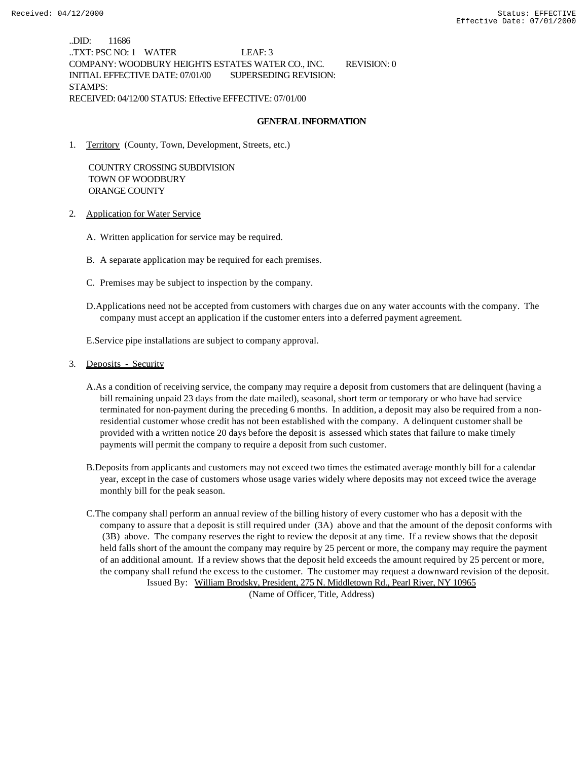..DID: 11686
..TXT: PSC NO: 1 WATER LEAF: 3
COMPANY: WOODBURY HEIGHTS ESTATES WATER CO., INC. REVISION: 0
INITIAL EFFECTIVE DATE: 07/01/00 SUPERSEDING REVISION:
STAMPS:
RECEIVED: 04/12/00 STATUS: Effective EFFECTIVE: 07/01/00

## GENERAL INFORMATION

1. Territory (County, Town, Development, Streets, etc.)

   COUNTRY CROSSING SUBDIVISION
   TOWN OF WOODBURY
   ORANGE COUNTY

2. Application for Water Service

   A. Written application for service may be required.

   B. A separate application may be required for each premises.

   C. Premises may be subject to inspection by the company.

   D. Applications need not be accepted from customers with charges due on any water accounts with the company. The company must accept an application if the customer enters into a deferred payment agreement.

   E. Service pipe installations are subject to company approval.

3. Deposits - Security

   A. As a condition of receiving service, the company may require a deposit from customers that are delinquent (having a bill remaining unpaid 23 days from the date mailed), seasonal, short term or temporary or who have had service terminated for non-payment during the preceding 6 months. In addition, a deposit may also be required from a non-residential customer whose credit has not been established with the company. A delinquent customer shall be provided with a written notice 20 days before the deposit is assessed which states that failure to make timely payments will permit the company to require a deposit from such customer.

   B. Deposits from applicants and customers may not exceed two times the estimated average monthly bill for a calendar year, except in the case of customers whose usage varies widely where deposits may not exceed twice the average monthly bill for the peak season.

   C. The company shall perform an annual review of the billing history of every customer who has a deposit with the company to assure that a deposit is still required under (3A) above and that the amount of the deposit conforms with (3B) above. The company reserves the right to review the deposit at any time. If a review shows that the deposit held falls short of the amount the company may require by 25 percent or more, the company may require the payment of an additional amount. If a review shows that the deposit held exceeds the amount required by 25 percent or more, the company shall refund the excess to the customer. The customer may request a downward revision of the deposit.

Issued By: William Brodsky, President, 275 N. Middletown Rd., Pearl River, NY 10965
(Name of Officer, Title, Address)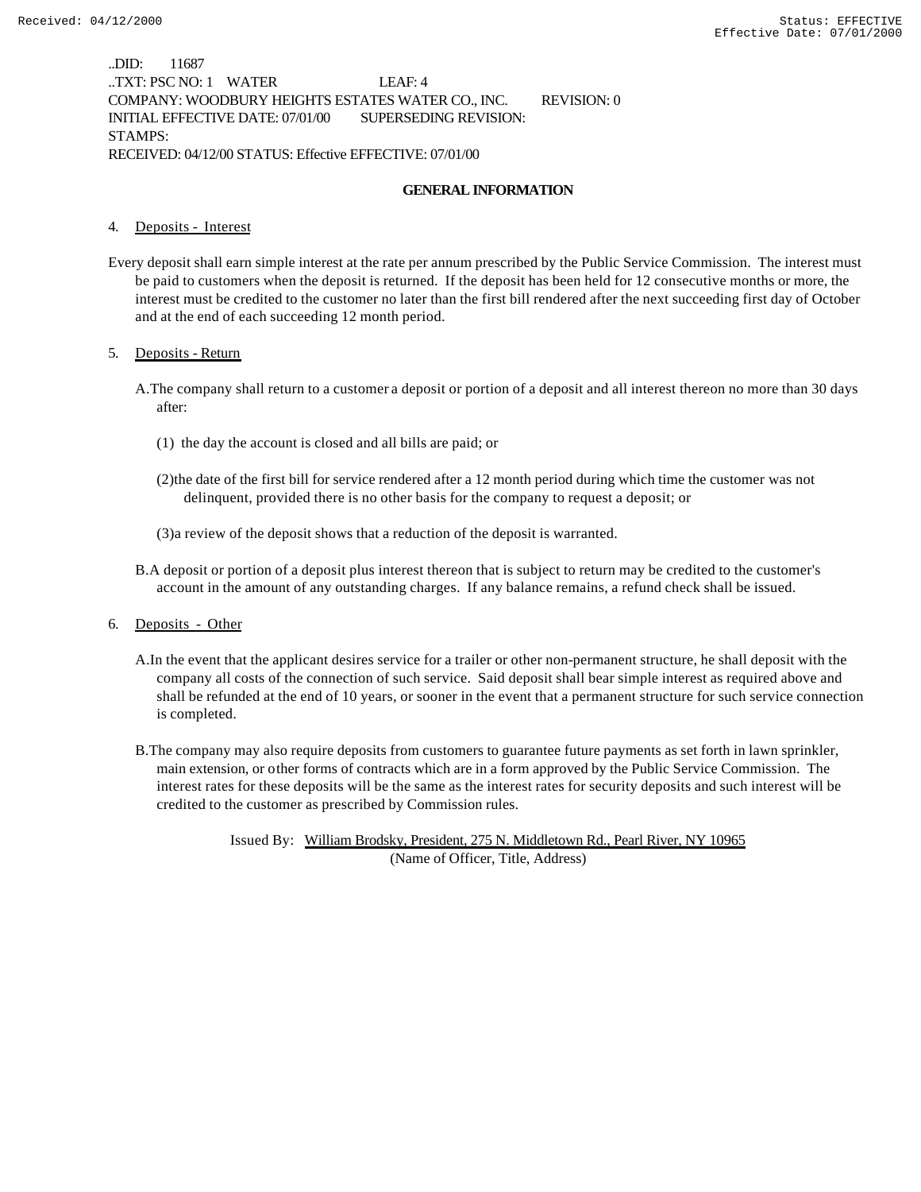..DID: 11687
..TXT: PSC NO: 1 WATER LEAF: 4
COMPANY: WOODBURY HEIGHTS ESTATES WATER CO., INC. REVISION: 0
INITIAL EFFECTIVE DATE: 07/01/00 SUPERSEDING REVISION:
STAMPS:
RECEIVED: 04/12/00 STATUS: Effective EFFECTIVE: 07/01/00

## GENERAL INFORMATION

4. Deposits - Interest

Every deposit shall earn simple interest at the rate per annum prescribed by the Public Service Commission. The interest must be paid to customers when the deposit is returned. If the deposit has been held for 12 consecutive months or more, the interest must be credited to the customer no later than the first bill rendered after the next succeeding first day of October and at the end of each succeeding 12 month period.

5. Deposits - Return

A. The company shall return to a customer a deposit or portion of a deposit and all interest thereon no more than 30 days after:

(1) the day the account is closed and all bills are paid; or

(2) the date of the first bill for service rendered after a 12 month period during which time the customer was not delinquent, provided there is no other basis for the company to request a deposit; or

(3) a review of the deposit shows that a reduction of the deposit is warranted.

B. A deposit or portion of a deposit plus interest thereon that is subject to return may be credited to the customer's account in the amount of any outstanding charges. If any balance remains, a refund check shall be issued.

6. Deposits - Other

A. In the event that the applicant desires service for a trailer or other non-permanent structure, he shall deposit with the company all costs of the connection of such service. Said deposit shall bear simple interest as required above and shall be refunded at the end of 10 years, or sooner in the event that a permanent structure for such service connection is completed.

B. The company may also require deposits from customers to guarantee future payments as set forth in lawn sprinkler, main extension, or other forms of contracts which are in a form approved by the Public Service Commission. The interest rates for these deposits will be the same as the interest rates for security deposits and such interest will be credited to the customer as prescribed by Commission rules.

Issued By: William Brodsky, President, 275 N. Middletown Rd., Pearl River, NY 10965
(Name of Officer, Title, Address)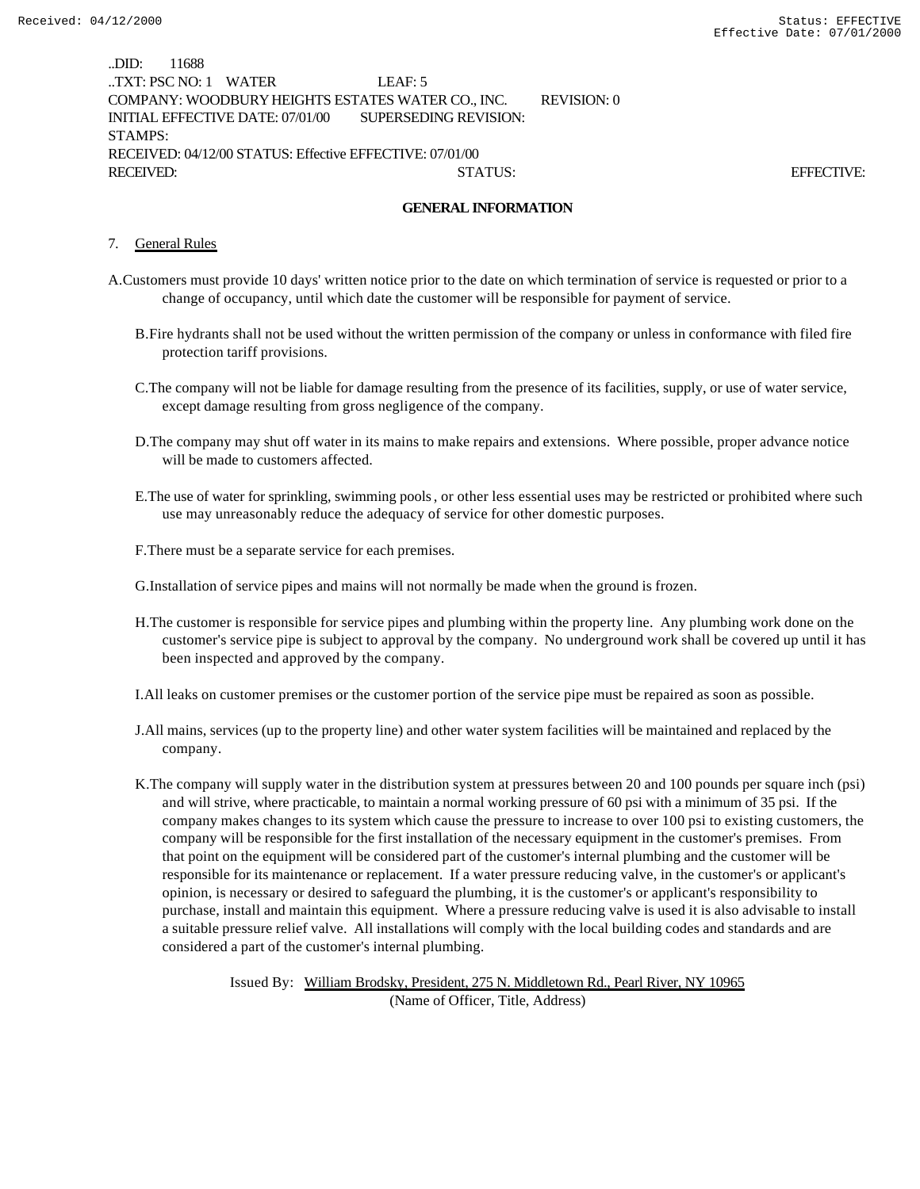..DID: 11688
..TXT: PSC NO: 1 WATER LEAF: 5
COMPANY: WOODBURY HEIGHTS ESTATES WATER CO., INC. REVISION: 0
INITIAL EFFECTIVE DATE: 07/01/00 SUPERSEDING REVISION:
STAMPS:
RECEIVED: 04/12/00 STATUS: Effective EFFECTIVE: 07/01/00
RECEIVED: STATUS: EFFECTIVE:

## GENERAL INFORMATION

7. General Rules

A. Customers must provide 10 days' written notice prior to the date on which termination of service is requested or prior to a change of occupancy, until which date the customer will be responsible for payment of service.

B. Fire hydrants shall not be used without the written permission of the company or unless in conformance with filed fire protection tariff provisions.

C. The company will not be liable for damage resulting from the presence of its facilities, supply, or use of water service, except damage resulting from gross negligence of the company.

D. The company may shut off water in its mains to make repairs and extensions. Where possible, proper advance notice will be made to customers affected.

E. The use of water for sprinkling, swimming pools, or other less essential uses may be restricted or prohibited where such use may unreasonably reduce the adequacy of service for other domestic purposes.

F. There must be a separate service for each premises.

G. Installation of service pipes and mains will not normally be made when the ground is frozen.

H. The customer is responsible for service pipes and plumbing within the property line. Any plumbing work done on the customer's service pipe is subject to approval by the company. No underground work shall be covered up until it has been inspected and approved by the company.

I. All leaks on customer premises or the customer portion of the service pipe must be repaired as soon as possible.

J. All mains, services (up to the property line) and other water system facilities will be maintained and replaced by the company.

K. The company will supply water in the distribution system at pressures between 20 and 100 pounds per square inch (psi) and will strive, where practicable, to maintain a normal working pressure of 60 psi with a minimum of 35 psi. If the company makes changes to its system which cause the pressure to increase to over 100 psi to existing customers, the company will be responsible for the first installation of the necessary equipment in the customer's premises. From that point on the equipment will be considered part of the customer's internal plumbing and the customer will be responsible for its maintenance or replacement. If a water pressure reducing valve, in the customer's or applicant's opinion, is necessary or desired to safeguard the plumbing, it is the customer's or applicant's responsibility to purchase, install and maintain this equipment. Where a pressure reducing valve is used it is also advisable to install a suitable pressure relief valve. All installations will comply with the local building codes and standards and are considered a part of the customer's internal plumbing.

Issued By: William Brodsky, President, 275 N. Middletown Rd., Pearl River, NY 10965
(Name of Officer, Title, Address)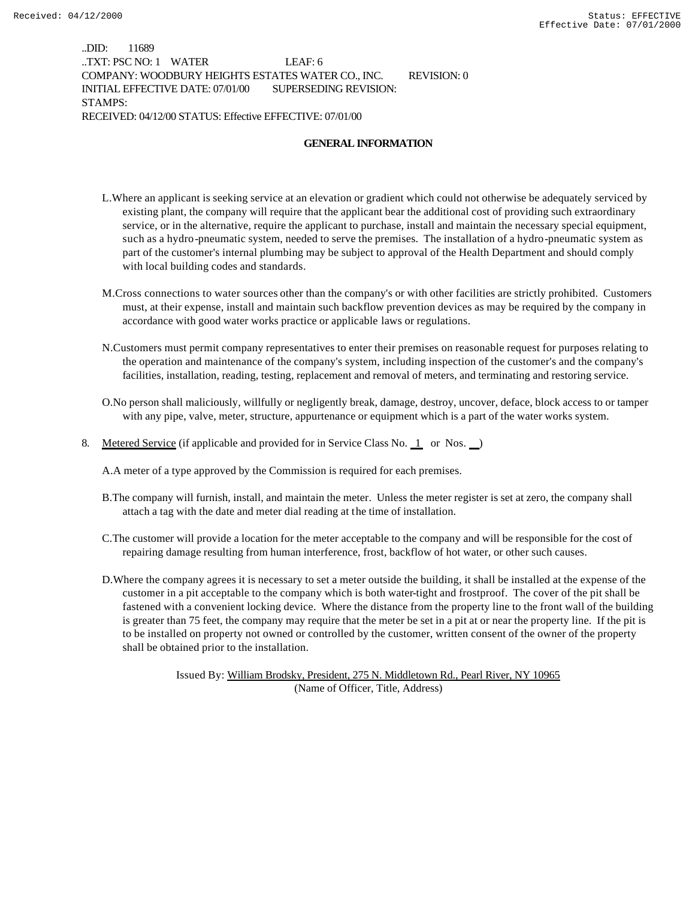..DID: 11689
..TXT: PSC NO: 1 WATER LEAF: 6
COMPANY: WOODBURY HEIGHTS ESTATES WATER CO., INC. REVISION: 0
INITIAL EFFECTIVE DATE: 07/01/00 SUPERSEDING REVISION:
STAMPS:
RECEIVED: 04/12/00 STATUS: Effective EFFECTIVE: 07/01/00

## GENERAL INFORMATION

L. Where an applicant is seeking service at an elevation or gradient which could not otherwise be adequately serviced by existing plant, the company will require that the applicant bear the additional cost of providing such extraordinary service, or in the alternative, require the applicant to purchase, install and maintain the necessary special equipment, such as a hydro-pneumatic system, needed to serve the premises. The installation of a hydro-pneumatic system as part of the customer's internal plumbing may be subject to approval of the Health Department and should comply with local building codes and standards.

M. Cross connections to water sources other than the company's or with other facilities are strictly prohibited. Customers must, at their expense, install and maintain such backflow prevention devices as may be required by the company in accordance with good water works practice or applicable laws or regulations.

N. Customers must permit company representatives to enter their premises on reasonable request for purposes relating to the operation and maintenance of the company's system, including inspection of the customer's and the company's facilities, installation, reading, testing, replacement and removal of meters, and terminating and restoring service.

O. No person shall maliciously, willfully or negligently break, damage, destroy, uncover, deface, block access to or tamper with any pipe, valve, meter, structure, appurtenance or equipment which is a part of the water works system.

8. Metered Service (if applicable and provided for in Service Class No. 1 or Nos. __)

A. A meter of a type approved by the Commission is required for each premises.

B. The company will furnish, install, and maintain the meter. Unless the meter register is set at zero, the company shall attach a tag with the date and meter dial reading at the time of installation.

C. The customer will provide a location for the meter acceptable to the company and will be responsible for the cost of repairing damage resulting from human interference, frost, backflow of hot water, or other such causes.

D. Where the company agrees it is necessary to set a meter outside the building, it shall be installed at the expense of the customer in a pit acceptable to the company which is both water-tight and frostproof. The cover of the pit shall be fastened with a convenient locking device. Where the distance from the property line to the front wall of the building is greater than 75 feet, the company may require that the meter be set in a pit at or near the property line. If the pit is to be installed on property not owned or controlled by the customer, written consent of the owner of the property shall be obtained prior to the installation.

Issued By: William Brodsky, President, 275 N. Middletown Rd., Pearl River, NY 10965
(Name of Officer, Title, Address)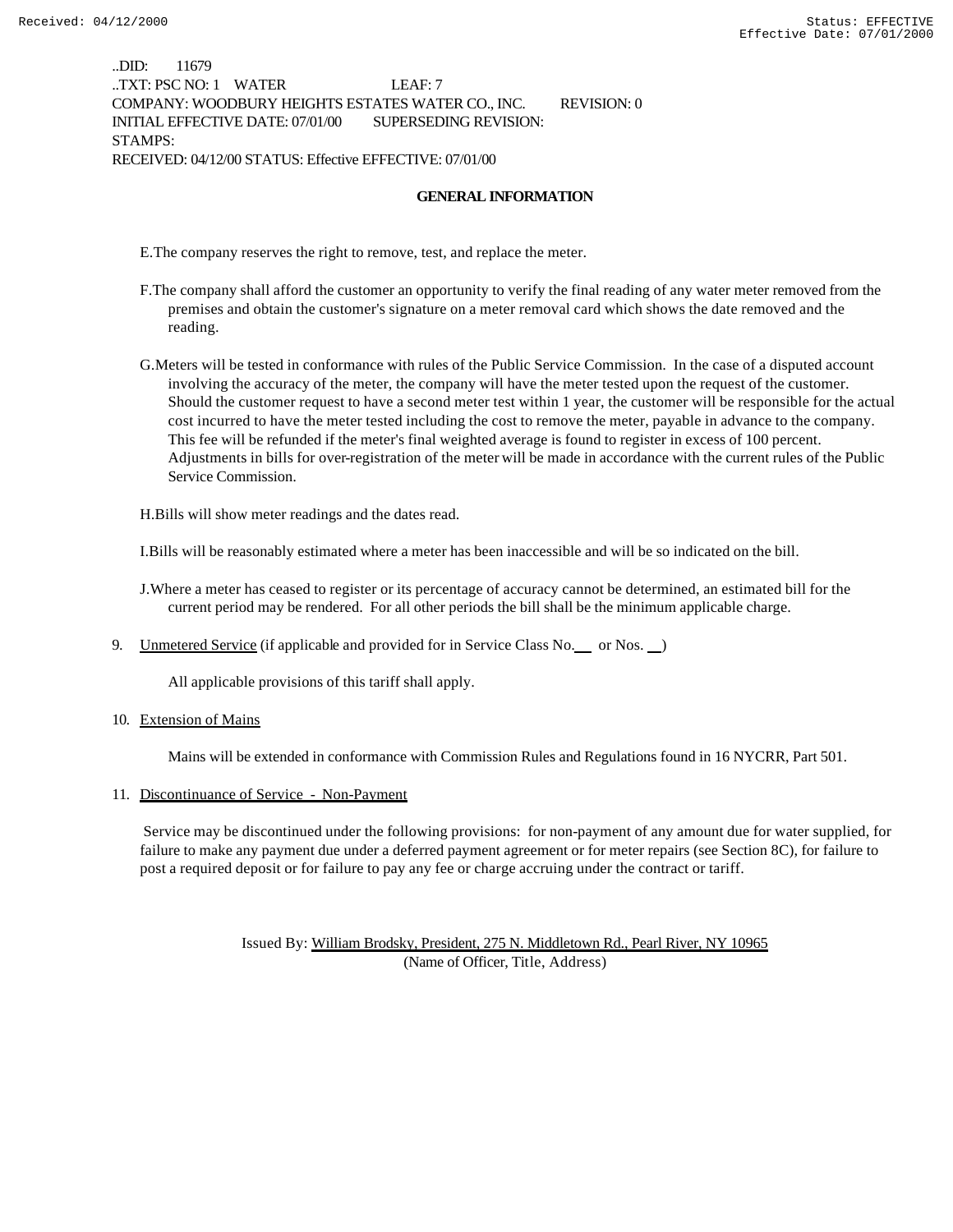..DID: 11679
..TXT: PSC NO: 1 WATER LEAF: 7
COMPANY: WOODBURY HEIGHTS ESTATES WATER CO., INC. REVISION: 0
INITIAL EFFECTIVE DATE: 07/01/00 SUPERSEDING REVISION:
STAMPS:
RECEIVED: 04/12/00 STATUS: Effective EFFECTIVE: 07/01/00

## GENERAL INFORMATION

E. The company reserves the right to remove, test, and replace the meter.

F. The company shall afford the customer an opportunity to verify the final reading of any water meter removed from the premises and obtain the customer's signature on a meter removal card which shows the date removed and the reading.

G. Meters will be tested in conformance with rules of the Public Service Commission. In the case of a disputed account involving the accuracy of the meter, the company will have the meter tested upon the request of the customer. Should the customer request to have a second meter test within 1 year, the customer will be responsible for the actual cost incurred to have the meter tested including the cost to remove the meter, payable in advance to the company. This fee will be refunded if the meter's final weighted average is found to register in excess of 100 percent. Adjustments in bills for over-registration of the meter will be made in accordance with the current rules of the Public Service Commission.

H. Bills will show meter readings and the dates read.

I. Bills will be reasonably estimated where a meter has been inaccessible and will be so indicated on the bill.

J. Where a meter has ceased to register or its percentage of accuracy cannot be determined, an estimated bill for the current period may be rendered. For all other periods the bill shall be the minimum applicable charge.

9. Unmetered Service (if applicable and provided for in Service Class No.\_\_ or Nos. \_\_)

   All applicable provisions of this tariff shall apply.

10. Extension of Mains

    Mains will be extended in conformance with Commission Rules and Regulations found in 16 NYCRR, Part 501.

11. Discontinuance of Service - Non-Payment

    Service may be discontinued under the following provisions: for non-payment of any amount due for water supplied, for failure to make any payment due under a deferred payment agreement or for meter repairs (see Section 8C), for failure to post a required deposit or for failure to pay any fee or charge accruing under the contract or tariff.

Issued By: William Brodsky, President, 275 N. Middletown Rd., Pearl River, NY 10965
(Name of Officer, Title, Address)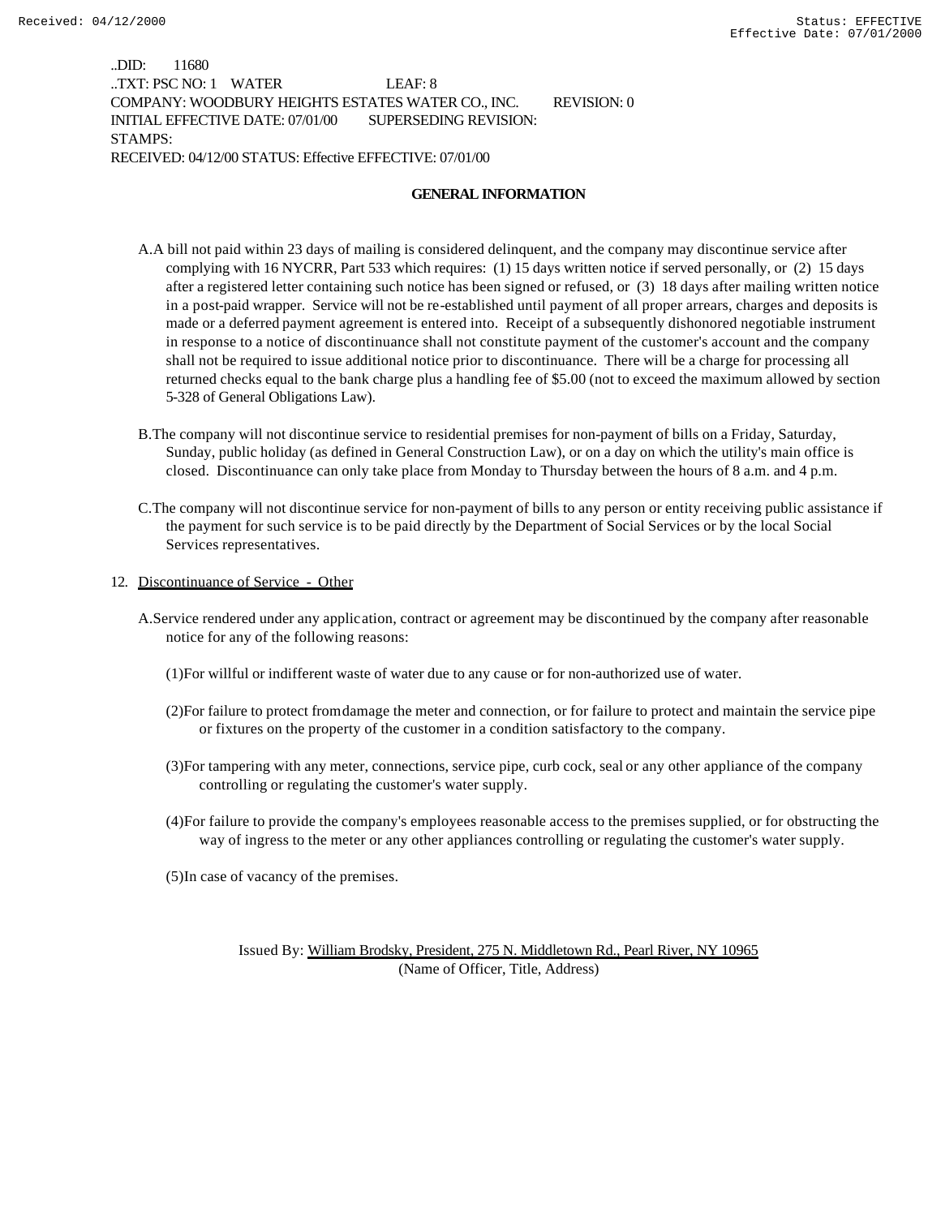..DID: 11680
..TXT: PSC NO: 1 WATER LEAF: 8
COMPANY: WOODBURY HEIGHTS ESTATES WATER CO., INC. REVISION: 0
INITIAL EFFECTIVE DATE: 07/01/00 SUPERSEDING REVISION:
STAMPS:
RECEIVED: 04/12/00 STATUS: Effective EFFECTIVE: 07/01/00

## GENERAL INFORMATION

A. A bill not paid within 23 days of mailing is considered delinquent, and the company may discontinue service after complying with 16 NYCRR, Part 533 which requires: (1) 15 days written notice if served personally, or (2) 15 days after a registered letter containing such notice has been signed or refused, or (3) 18 days after mailing written notice in a post-paid wrapper. Service will not be re-established until payment of all proper arrears, charges and deposits is made or a deferred payment agreement is entered into. Receipt of a subsequently dishonored negotiable instrument in response to a notice of discontinuance shall not constitute payment of the customer's account and the company shall not be required to issue additional notice prior to discontinuance. There will be a charge for processing all returned checks equal to the bank charge plus a handling fee of $5.00 (not to exceed the maximum allowed by section 5-328 of General Obligations Law).

B. The company will not discontinue service to residential premises for non-payment of bills on a Friday, Saturday, Sunday, public holiday (as defined in General Construction Law), or on a day on which the utility's main office is closed. Discontinuance can only take place from Monday to Thursday between the hours of 8 a.m. and 4 p.m.

C. The company will not discontinue service for non-payment of bills to any person or entity receiving public assistance if the payment for such service is to be paid directly by the Department of Social Services or by the local Social Services representatives.

12. Discontinuance of Service - Other

A. Service rendered under any application, contract or agreement may be discontinued by the company after reasonable notice for any of the following reasons:

(1) For willful or indifferent waste of water due to any cause or for non-authorized use of water.

(2) For failure to protect from damage the meter and connection, or for failure to protect and maintain the service pipe or fixtures on the property of the customer in a condition satisfactory to the company.

(3) For tampering with any meter, connections, service pipe, curb cock, seal or any other appliance of the company controlling or regulating the customer's water supply.

(4) For failure to provide the company's employees reasonable access to the premises supplied, or for obstructing the way of ingress to the meter or any other appliances controlling or regulating the customer's water supply.

(5) In case of vacancy of the premises.

Issued By: William Brodsky, President, 275 N. Middletown Rd., Pearl River, NY 10965
(Name of Officer, Title, Address)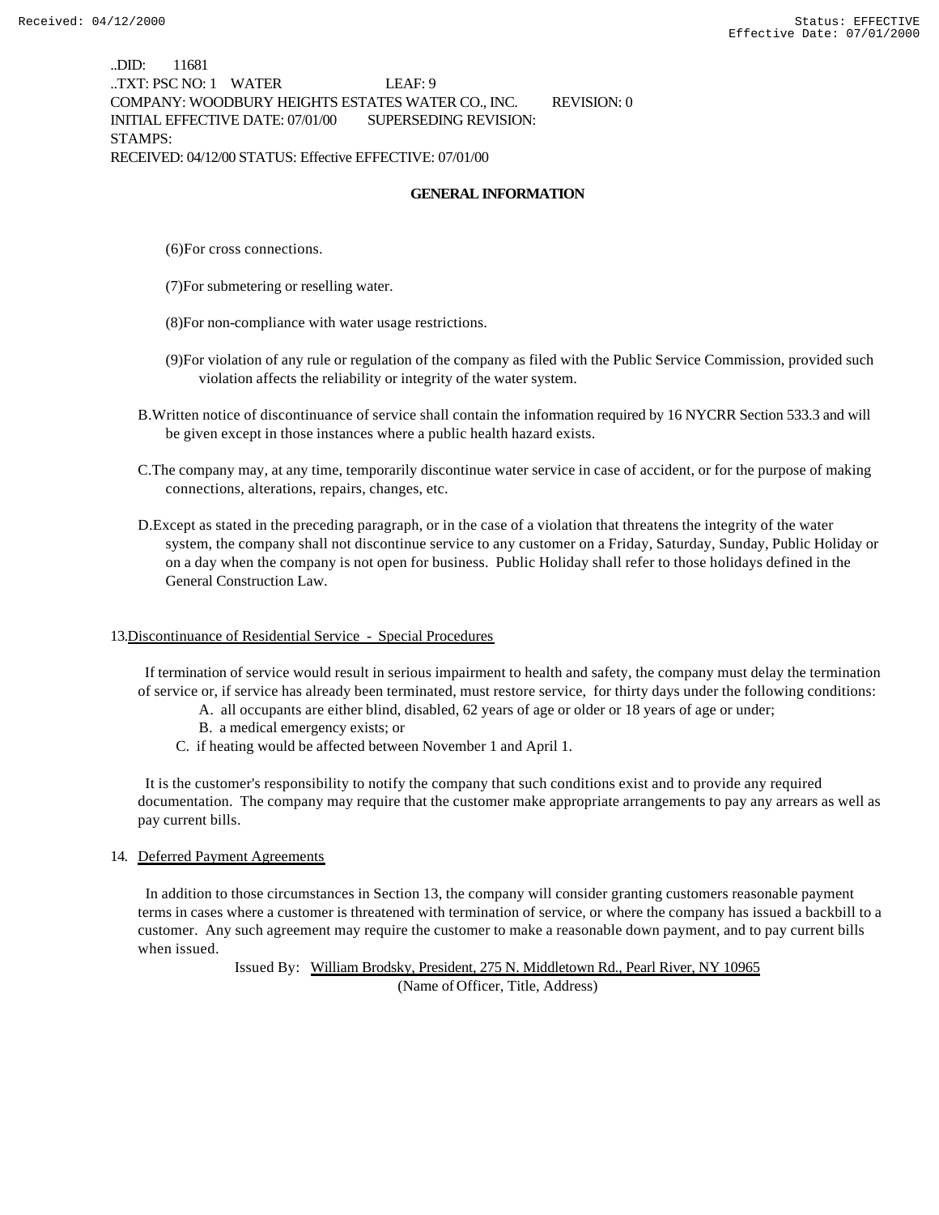..DID: 11681
..TXT: PSC NO: 1 WATER LEAF: 9
COMPANY: WOODBURY HEIGHTS ESTATES WATER CO., INC. REVISION: 0
INITIAL EFFECTIVE DATE: 07/01/00 SUPERSEDING REVISION:
STAMPS:
RECEIVED: 04/12/00 STATUS: Effective EFFECTIVE: 07/01/00

**GENERAL INFORMATION**

(6)For cross connections.

(7)For submetering or reselling water.

(8)For non-compliance with water usage restrictions.

(9)For violation of any rule or regulation of the company as filed with the Public Service Commission, provided such violation affects the reliability or integrity of the water system.

B.Written notice of discontinuance of service shall contain the information required by 16 NYCRR Section 533.3 and will be given except in those instances where a public health hazard exists.

C.The company may, at any time, temporarily discontinue water service in case of accident, or for the purpose of making connections, alterations, repairs, changes, etc.

D.Except as stated in the preceding paragraph, or in the case of a violation that threatens the integrity of the water system, the company shall not discontinue service to any customer on a Friday, Saturday, Sunday, Public Holiday or on a day when the company is not open for business. Public Holiday shall refer to those holidays defined in the General Construction Law.

13.Discontinuance of Residential Service - Special Procedures

If termination of service would result in serious impairment to health and safety, the company must delay the termination of service or, if service has already been terminated, must restore service, for thirty days under the following conditions:

A. all occupants are either blind, disabled, 62 years of age or older or 18 years of age or under;
B. a medical emergency exists; or
C. if heating would be affected between November 1 and April 1.

It is the customer's responsibility to notify the company that such conditions exist and to provide any required documentation. The company may require that the customer make appropriate arrangements to pay any arrears as well as pay current bills.

14. Deferred Payment Agreements

In addition to those circumstances in Section 13, the company will consider granting customers reasonable payment terms in cases where a customer is threatened with termination of service, or where the company has issued a backbill to a customer. Any such agreement may require the customer to make a reasonable down payment, and to pay current bills when issued.

Issued By: William Brodsky, President, 275 N. Middletown Rd., Pearl River, NY 10965
(Name of Officer, Title, Address)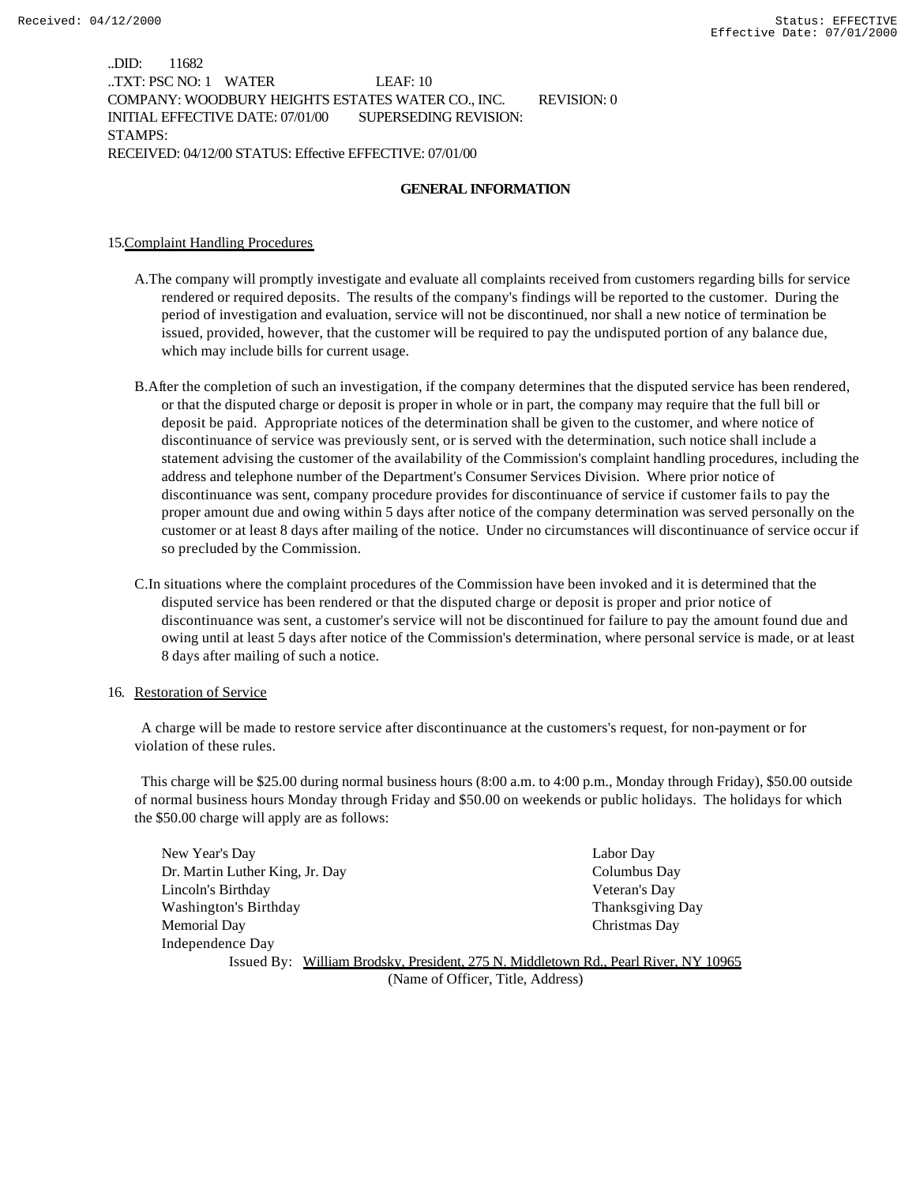..DID: 11682
..TXT: PSC NO: 1 WATER LEAF: 10
COMPANY: WOODBURY HEIGHTS ESTATES WATER CO., INC. REVISION: 0
INITIAL EFFECTIVE DATE: 07/01/00 SUPERSEDING REVISION:
STAMPS:
RECEIVED: 04/12/00 STATUS: Effective EFFECTIVE: 07/01/00

## GENERAL INFORMATION

15. Complaint Handling Procedures

A. The company will promptly investigate and evaluate all complaints received from customers regarding bills for service rendered or required deposits. The results of the company's findings will be reported to the customer. During the period of investigation and evaluation, service will not be discontinued, nor shall a new notice of termination be issued, provided, however, that the customer will be required to pay the undisputed portion of any balance due, which may include bills for current usage.

B. After the completion of such an investigation, if the company determines that the disputed service has been rendered, or that the disputed charge or deposit is proper in whole or in part, the company may require that the full bill or deposit be paid. Appropriate notices of the determination shall be given to the customer, and where notice of discontinuance of service was previously sent, or is served with the determination, such notice shall include a statement advising the customer of the availability of the Commission's complaint handling procedures, including the address and telephone number of the Department's Consumer Services Division. Where prior notice of discontinuance was sent, company procedure provides for discontinuance of service if customer fails to pay the proper amount due and owing within 5 days after notice of the company determination was served personally on the customer or at least 8 days after mailing of the notice. Under no circumstances will discontinuance of service occur if so precluded by the Commission.

C. In situations where the complaint procedures of the Commission have been invoked and it is determined that the disputed service has been rendered or that the disputed charge or deposit is proper and prior notice of discontinuance was sent, a customer's service will not be discontinued for failure to pay the amount found due and owing until at least 5 days after notice of the Commission's determination, where personal service is made, or at least 8 days after mailing of such a notice.

16. Restoration of Service

A charge will be made to restore service after discontinuance at the customers's request, for non-payment or for violation of these rules.

This charge will be $25.00 during normal business hours (8:00 a.m. to 4:00 p.m., Monday through Friday), $50.00 outside of normal business hours Monday through Friday and $50.00 on weekends or public holidays. The holidays for which the $50.00 charge will apply are as follows:

New Year's Day
Dr. Martin Luther King, Jr. Day
Lincoln's Birthday
Washington's Birthday
Memorial Day
Independence Day
Labor Day
Columbus Day
Veteran's Day
Thanksgiving Day
Christmas Day

Issued By: William Brodsky, President, 275 N. Middletown Rd., Pearl River, NY 10965
(Name of Officer, Title, Address)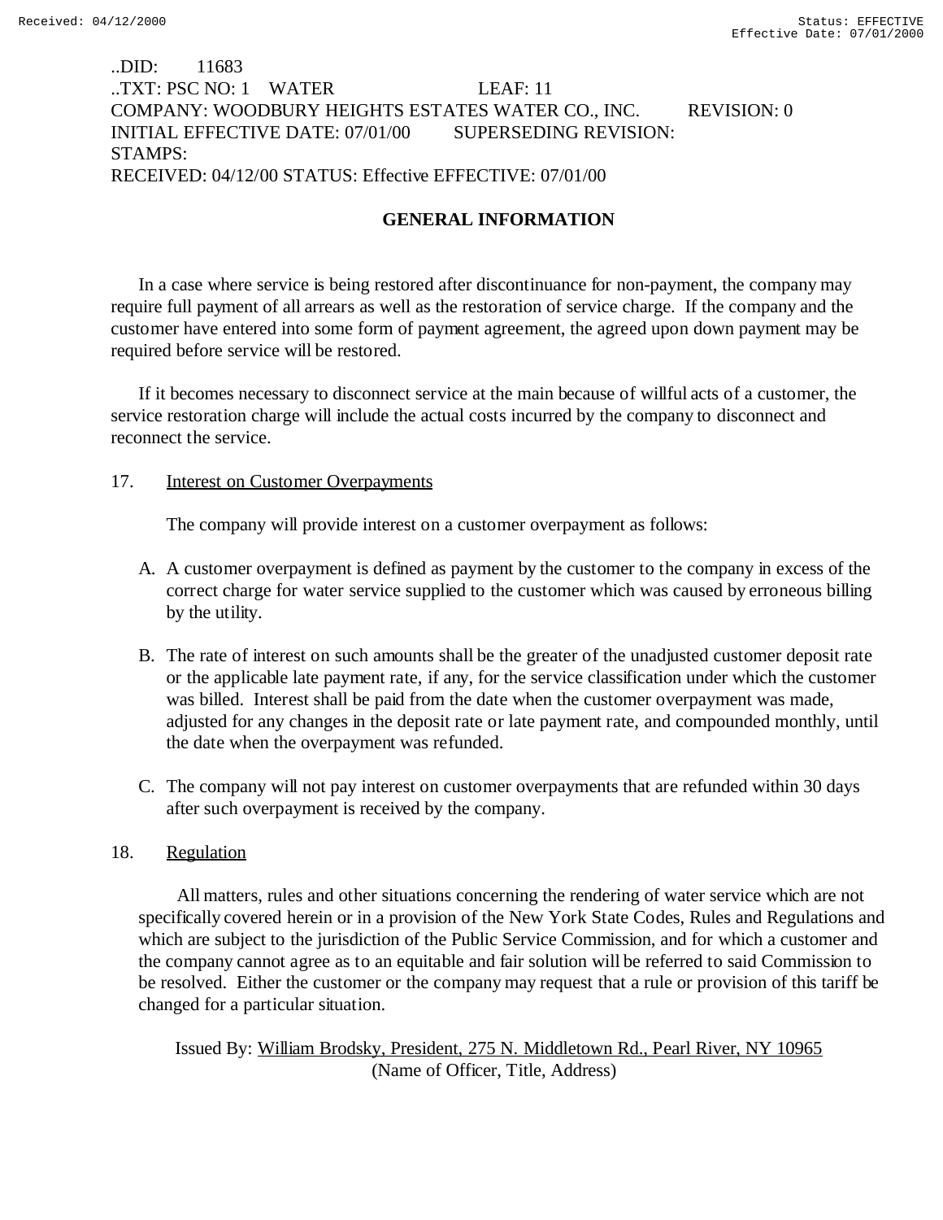..DID: 11683
..TXT: PSC NO: 1 WATER LEAF: 11
COMPANY: WOODBURY HEIGHTS ESTATES WATER CO., INC. REVISION: 0
INITIAL EFFECTIVE DATE: 07/01/00 SUPERSEDING REVISION:
STAMPS:
RECEIVED: 04/12/00 STATUS: Effective EFFECTIVE: 07/01/00

## GENERAL INFORMATION

In a case where service is being restored after discontinuance for non-payment, the company may require full payment of all arrears as well as the restoration of service charge. If the company and the customer have entered into some form of payment agreement, the agreed upon down payment may be required before service will be restored.

If it becomes necessary to disconnect service at the main because of willful acts of a customer, the service restoration charge will include the actual costs incurred by the company to disconnect and reconnect the service.

17. Interest on Customer Overpayments

The company will provide interest on a customer overpayment as follows:

A. A customer overpayment is defined as payment by the customer to the company in excess of the correct charge for water service supplied to the customer which was caused by erroneous billing by the utility.

B. The rate of interest on such amounts shall be the greater of the unadjusted customer deposit rate or the applicable late payment rate, if any, for the service classification under which the customer was billed. Interest shall be paid from the date when the customer overpayment was made, adjusted for any changes in the deposit rate or late payment rate, and compounded monthly, until the date when the overpayment was refunded.

C. The company will not pay interest on customer overpayments that are refunded within 30 days after such overpayment is received by the company.

18. Regulation

All matters, rules and other situations concerning the rendering of water service which are not specifically covered herein or in a provision of the New York State Codes, Rules and Regulations and which are subject to the jurisdiction of the Public Service Commission, and for which a customer and the company cannot agree as to an equitable and fair solution will be referred to said Commission to be resolved. Either the customer or the company may request that a rule or provision of this tariff be changed for a particular situation.

Issued By: William Brodsky, President, 275 N. Middletown Rd., Pearl River, NY 10965
(Name of Officer, Title, Address)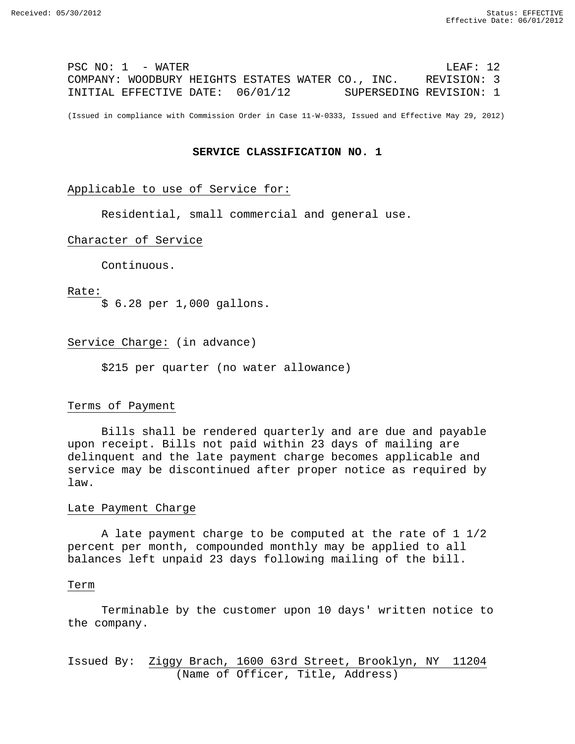PSC NO: 1 - WATER LEAF: 12
COMPANY: WOODBURY HEIGHTS ESTATES WATER CO., INC. REVISION: 3
INITIAL EFFECTIVE DATE: 06/01/12 SUPERSEDING REVISION: 1

(Issued in compliance with Commission Order in Case 11-W-0333, Issued and Effective May 29, 2012)

## SERVICE CLASSIFICATION NO. 1

Applicable to use of Service for:

Residential, small commercial and general use.

Character of Service

Continuous.

Rate:

$ 6.28 per 1,000 gallons.

Service Charge: (in advance)

$215 per quarter (no water allowance)

Terms of Payment

Bills shall be rendered quarterly and are due and payable upon receipt. Bills not paid within 23 days of mailing are delinquent and the late payment charge becomes applicable and service may be discontinued after proper notice as required by law.

Late Payment Charge

A late payment charge to be computed at the rate of 1 1/2 percent per month, compounded monthly may be applied to all balances left unpaid 23 days following mailing of the bill.

Term

Terminable by the customer upon 10 days' written notice to the company.

Issued By: Ziggy Brach, 1600 63rd Street, Brooklyn, NY 11204
(Name of Officer, Title, Address)